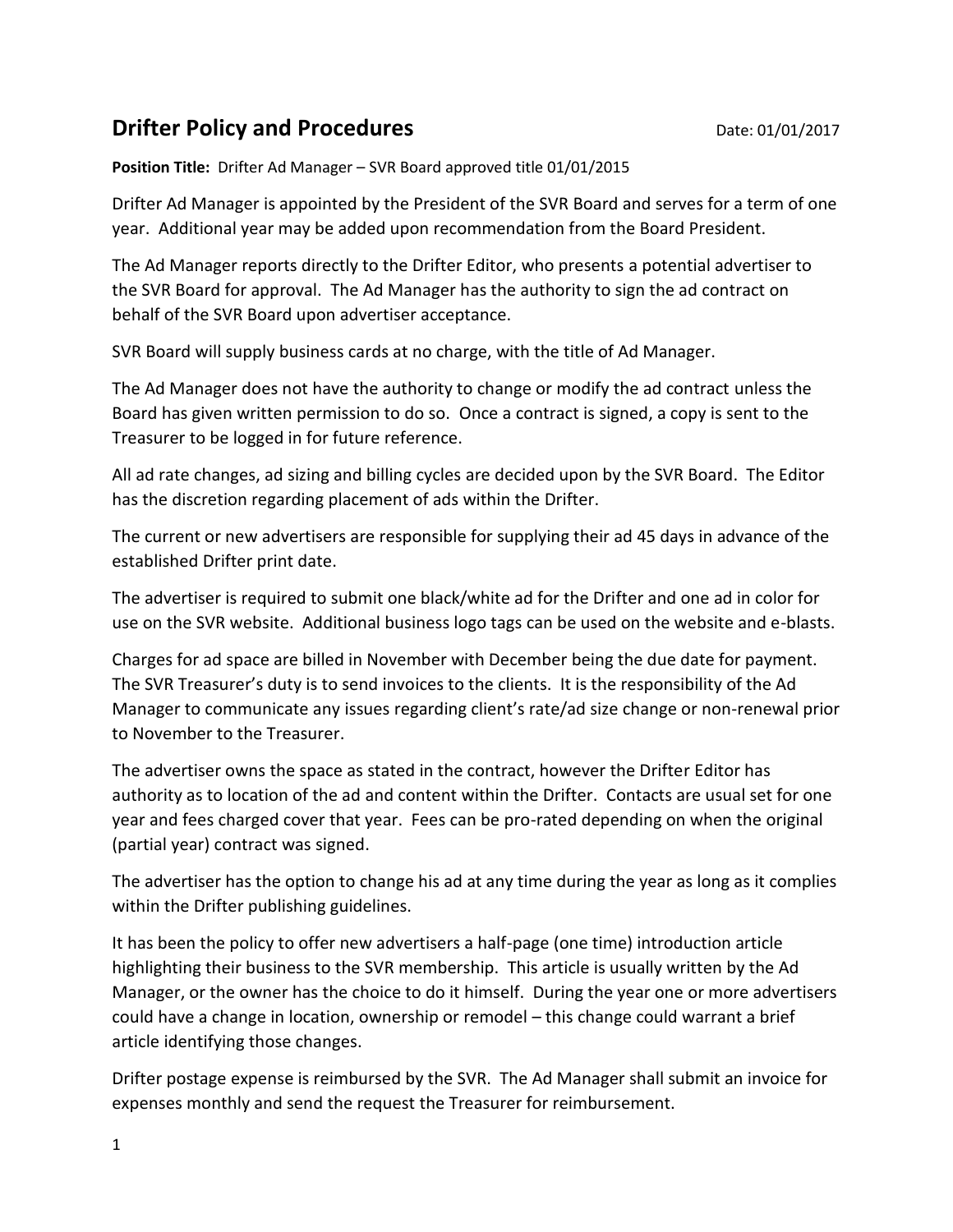# Drifter Policy and Procedures

Date: 01/01/2017

**Position Title:** Drifter Ad Manager – SVR Board approved title 01/01/2015

Drifter Ad Manager is appointed by the President of the SVR Board and serves for a term of one year. Additional year may be added upon recommendation from the Board President.

The Ad Manager reports directly to the Drifter Editor, who presents a potential advertiser to the SVR Board for approval. The Ad Manager has the authority to sign the ad contract on behalf of the SVR Board upon advertiser acceptance.

SVR Board will supply business cards at no charge, with the title of Ad Manager.

The Ad Manager does not have the authority to change or modify the ad contract unless the Board has given written permission to do so. Once a contract is signed, a copy is sent to the Treasurer to be logged in for future reference.

All ad rate changes, ad sizing and billing cycles are decided upon by the SVR Board. The Editor has the discretion regarding placement of ads within the Drifter.

The current or new advertisers are responsible for supplying their ad 45 days in advance of the established Drifter print date.

The advertiser is required to submit one black/white ad for the Drifter and one ad in color for use on the SVR website. Additional business logo tags can be used on the website and e-blasts.

Charges for ad space are billed in November with December being the due date for payment. The SVR Treasurer's duty is to send invoices to the clients. It is the responsibility of the Ad Manager to communicate any issues regarding client's rate/ad size change or non-renewal prior to November to the Treasurer.

The advertiser owns the space as stated in the contract, however the Drifter Editor has authority as to location of the ad and content within the Drifter. Contacts are usual set for one year and fees charged cover that year. Fees can be pro-rated depending on when the original (partial year) contract was signed.

The advertiser has the option to change his ad at any time during the year as long as it complies within the Drifter publishing guidelines.

It has been the policy to offer new advertisers a half-page (one time) introduction article highlighting their business to the SVR membership. This article is usually written by the Ad Manager, or the owner has the choice to do it himself. During the year one or more advertisers could have a change in location, ownership or remodel – this change could warrant a brief article identifying those changes.

Drifter postage expense is reimbursed by the SVR. The Ad Manager shall submit an invoice for expenses monthly and send the request the Treasurer for reimbursement.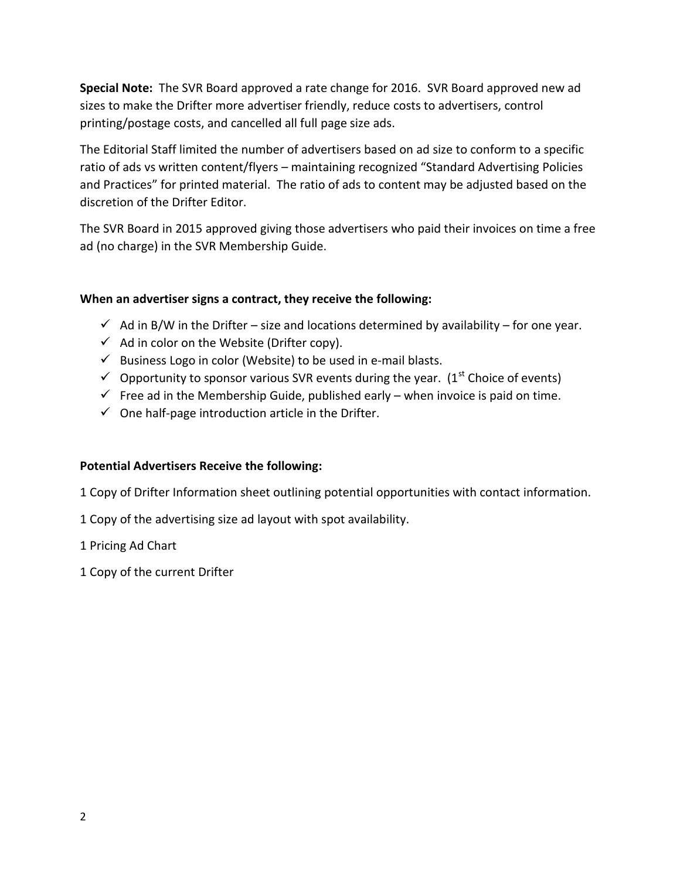**Special Note:** The SVR Board approved a rate change for 2016. SVR Board approved new ad sizes to make the Drifter more advertiser friendly, reduce costs to advertisers, control printing/postage costs, and cancelled all full page size ads.

The Editorial Staff limited the number of advertisers based on ad size to conform to a specific ratio of ads vs written content/flyers – maintaining recognized "Standard Advertising Policies and Practices" for printed material. The ratio of ads to content may be adjusted based on the discretion of the Drifter Editor.

The SVR Board in 2015 approved giving those advertisers who paid their invoices on time a free ad (no charge) in the SVR Membership Guide.

**When an advertiser signs a contract, they receive the following:**

- ✓ Ad in B/W in the Drifter – size and locations determined by availability – for one year.
- ✓ Ad in color on the Website (Drifter copy).
- ✓ Business Logo in color (Website) to be used in e-mail blasts.
- ✓ Opportunity to sponsor various SVR events during the year. (1st Choice of events)
- ✓ Free ad in the Membership Guide, published early – when invoice is paid on time.
- ✓ One half-page introduction article in the Drifter.

**Potential Advertisers Receive the following:**

1 Copy of Drifter Information sheet outlining potential opportunities with contact information.

1 Copy of the advertising size ad layout with spot availability.

1 Pricing Ad Chart

1 Copy of the current Drifter